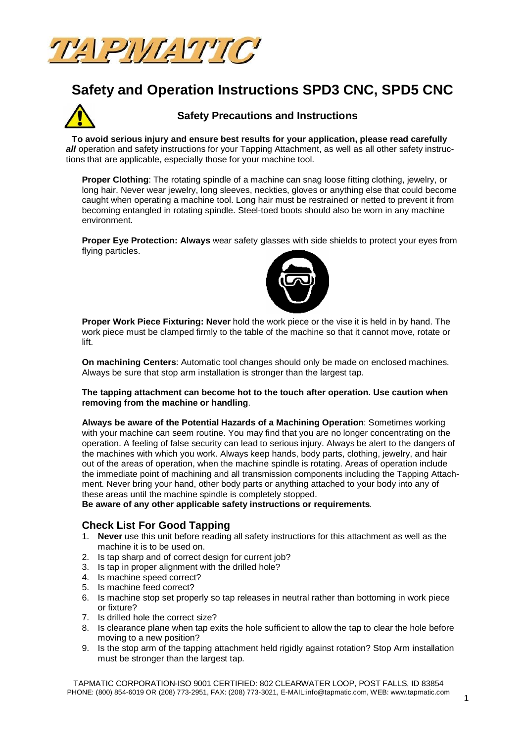# Safety and Operation Instructions SPD3 CNC, SPD5 CNC

## Safety Precautions and Instructions

**To avoid serious injury and ensure best results for your application, please read carefully** ***all*** operation and safety instructions for your Tapping Attachment, as well as all other safety instructions that are applicable, especially those for your machine tool.

**Proper Clothing**: The rotating spindle of a machine can snag loose fitting clothing, jewelry, or long hair. Never wear jewelry, long sleeves, neckties, gloves or anything else that could become caught when operating a machine tool. Long hair must be restrained or netted to prevent it from becoming entangled in rotating spindle. Steel-toed boots should also be worn in any machine environment.

**Proper Eye Protection: Always** wear safety glasses with side shields to protect your eyes from flying particles.

**Proper Work Piece Fixturing: Never** hold the work piece or the vise it is held in by hand. The work piece must be clamped firmly to the table of the machine so that it cannot move, rotate or lift.

**On machining Centers**: Automatic tool changes should only be made on enclosed machines. Always be sure that stop arm installation is stronger than the largest tap.

**The tapping attachment can become hot to the touch after operation. Use caution when removing from the machine or handling**.

**Always be aware of the Potential Hazards of a Machining Operation**: Sometimes working with your machine can seem routine. You may find that you are no longer concentrating on the operation. A feeling of false security can lead to serious injury. Always be alert to the dangers of the machines with which you work. Always keep hands, body parts, clothing, jewelry, and hair out of the areas of operation, when the machine spindle is rotating. Areas of operation include the immediate point of machining and all transmission components including the Tapping Attachment. Never bring your hand, other body parts or anything attached to your body into any of these areas until the machine spindle is completely stopped.
**Be aware of any other applicable safety instructions or requirements**.

## Check List For Good Tapping

1. **Never** use this unit before reading all safety instructions for this attachment as well as the machine it is to be used on.
2. Is tap sharp and of correct design for current job?
3. Is tap in proper alignment with the drilled hole?
4. Is machine speed correct?
5. Is machine feed correct?
6. Is machine stop set properly so tap releases in neutral rather than bottoming in work piece or fixture?
7. Is drilled hole the correct size?
8. Is clearance plane when tap exits the hole sufficient to allow the tap to clear the hole before moving to a new position?
9. Is the stop arm of the tapping attachment held rigidly against rotation? Stop Arm installation must be stronger than the largest tap.

TAPMATIC CORPORATION-ISO 9001 CERTIFIED: 802 CLEARWATER LOOP, POST FALLS, ID 83854
PHONE: (800) 854-6019 OR (208) 773-2951, FAX: (208) 773-3021, E-MAIL:info@tapmatic.com, WEB: www.tapmatic.com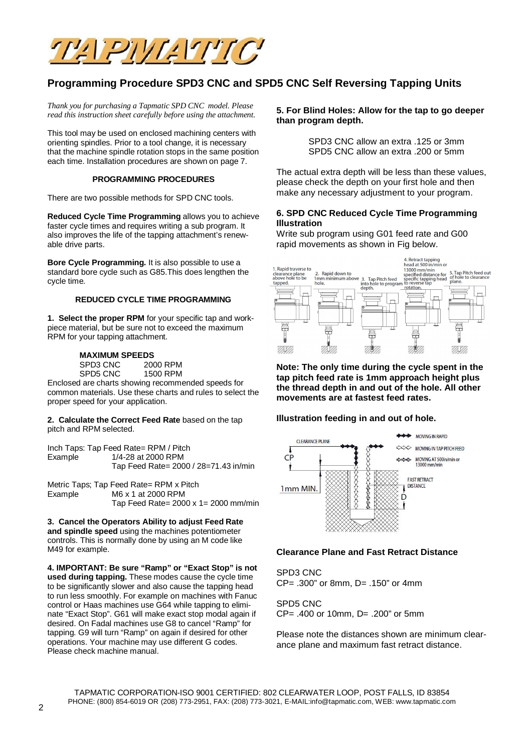TAPMATIC

# Programming Procedure SPD3 CNC and SPD5 CNC Self Reversing Tapping Units

*Thank you for purchasing a Tapmatic SPD CNC model. Please read this instruction sheet carefully before using the attachment.*

This tool may be used on enclosed machining centers with orienting spindles. Prior to a tool change, it is necessary that the machine spindle rotation stops in the same position each time. Installation procedures are shown on page 7.

### PROGRAMMING PROCEDURES

There are two possible methods for SPD CNC tools.

**Reduced Cycle Time Programming** allows you to achieve faster cycle times and requires writing a sub program. It also improves the life of the tapping attachment's renewable drive parts.

**Bore Cycle Programming.** It is also possible to use a standard bore cycle such as G85. This does lengthen the cycle time.

### REDUCED CYCLE TIME PROGRAMMING

**1. Select the proper RPM** for your specific tap and workpiece material, but be sure not to exceed the maximum RPM for your tapping attachment.

**MAXIMUM SPEEDS**

| | |
|---|---|
| SPD3 CNC | 2000 RPM |
| SPD5 CNC | 1500 RPM |

Enclosed are charts showing recommended speeds for common materials. Use these charts and rules to select the proper speed for your application.

**2. Calculate the Correct Feed Rate** based on the tap pitch and RPM selected.

Inch Taps: Tap Feed Rate= RPM / Pitch
Example 1/4-28 at 2000 RPM
Tap Feed Rate= 2000 / 28=71.43 in/min

Metric Taps; Tap Feed Rate= RPM x Pitch
Example M6 x 1 at 2000 RPM
Tap Feed Rate= 2000 x 1= 2000 mm/min

**3. Cancel the Operators Ability to adjust Feed Rate and spindle speed** using the machines potentiometer controls. This is normally done by using an M code like M49 for example.

**4. IMPORTANT: Be sure "Ramp" or "Exact Stop" is not used during tapping.** These modes cause the cycle time to be significantly slower and also cause the tapping head to run less smoothly. For example on machines with Fanuc control or Haas machines use G64 while tapping to eliminate "Exact Stop". G61 will make exact stop modal again if desired. On Fadal machines use G8 to cancel "Ramp" for tapping. G9 will turn "Ramp" on again if desired for other operations. Your machine may use different G codes. Please check machine manual.

**5. For Blind Holes: Allow for the tap to go deeper than program depth.**

SPD3 CNC allow an extra .125 or 3mm
SPD5 CNC allow an extra .200 or 5mm

The actual extra depth will be less than these values, please check the depth on your first hole and then make any necessary adjustment to your program.

**6. SPD CNC Reduced Cycle Time Programming Illustration**

Write sub program using G01 feed rate and G00 rapid movements as shown in Fig below.

1. Rapid traverse to clearance plane above hole to be tapped.
2. Rapid down to 1mm minimum above hole.
3. Tap Pitch feed into hole to program depth.
4. Retract tapping head at 500 in/min or 13000 mm/min specified distance for specific tapping head to reverse tap rotation.
5. Tap Pitch feed out of hole to clearance plane.

**Note: The only time during the cycle spent in the tap pitch feed rate is 1mm approach height plus the thread depth in and out of the hole. All other movements are at fastest feed rates.**

**Illustration feeding in and out of hole.**

CLEARANCE PLANE
CP
1mm MIN.
MOVING IN RAPID
MOVING IN TAP PITCH FEED
MOVING AT 500in/min or 13000 mm/min
FAST RETRACT DISTANCE
D

**Clearance Plane and Fast Retract Distance**

SPD3 CNC
CP= .300" or 8mm, D= .150" or 4mm

SPD5 CNC
CP= .400 or 10mm, D= .200" or 5mm

Please note the distances shown are minimum clearance plane and maximum fast retract distance.

TAPMATIC CORPORATION-ISO 9001 CERTIFIED: 802 CLEARWATER LOOP, POST FALLS, ID 83854
PHONE: (800) 854-6019 OR (208) 773-2951, FAX: (208) 773-3021, E-MAIL:info@tapmatic.com, WEB: www.tapmatic.com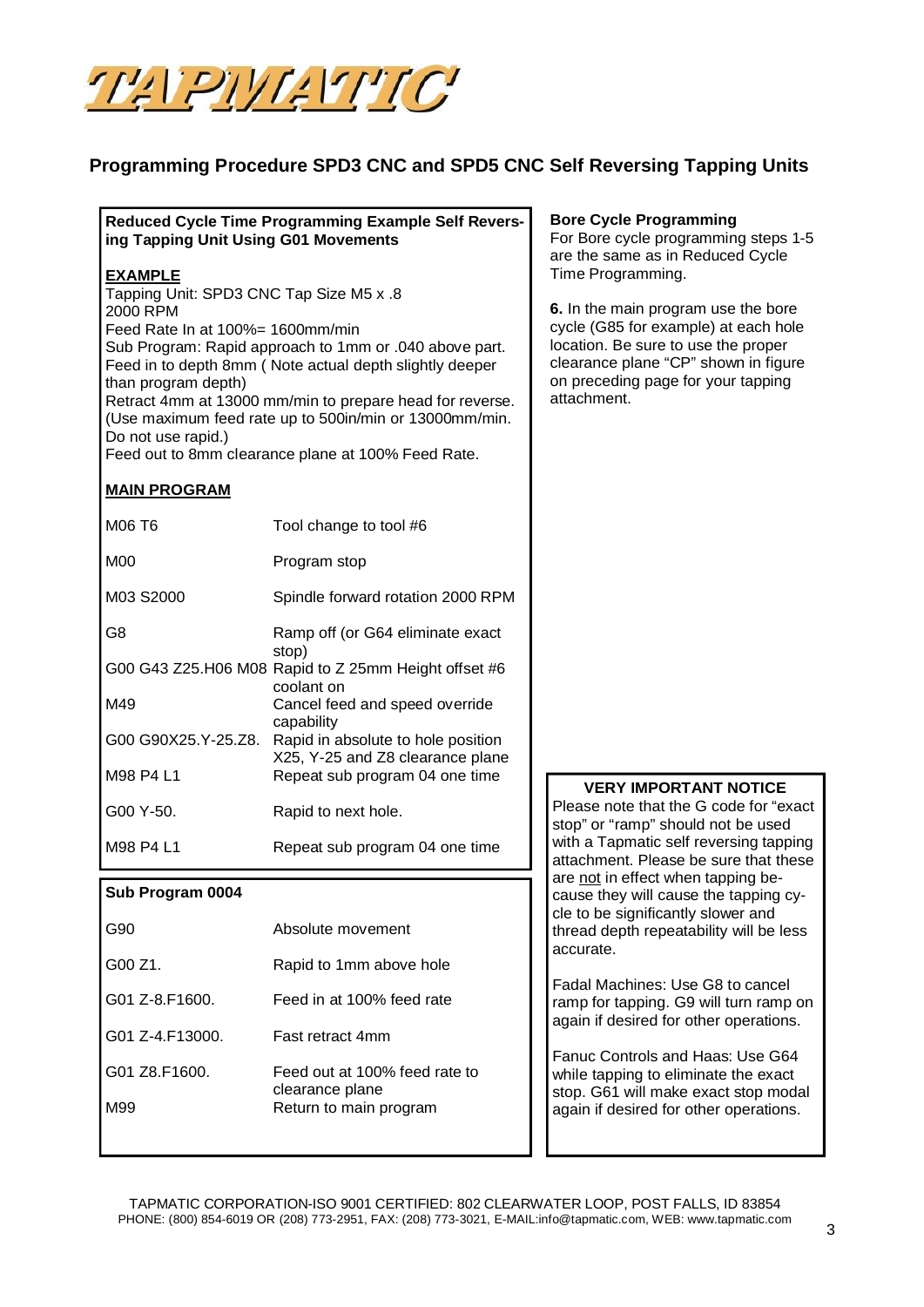TAPMATIC

# Programming Procedure SPD3 CNC and SPD5 CNC Self Reversing Tapping Units

## Reduced Cycle Time Programming Example Self Reversing Tapping Unit Using G01 Movements

**EXAMPLE**

Tapping Unit: SPD3 CNC Tap Size M5 x .8
2000 RPM
Feed Rate In at 100%= 1600mm/min
Sub Program: Rapid approach to 1mm or .040 above part.
Feed in to depth 8mm ( Note actual depth slightly deeper than program depth)
Retract 4mm at 13000 mm/min to prepare head for reverse. (Use maximum feed rate up to 500in/min or 13000mm/min. Do not use rapid.)
Feed out to 8mm clearance plane at 100% Feed Rate.

**MAIN PROGRAM**

| | |
|---|---|
| M06 T6 | Tool change to tool #6 |
| M00 | Program stop |
| M03 S2000 | Spindle forward rotation 2000 RPM |
| G8 | Ramp off (or G64 eliminate exact stop) |
| G00 G43 Z25.H06 M08 | Rapid to Z 25mm Height offset #6 coolant on |
| M49 | Cancel feed and speed override capability |
| G00 G90X25.Y-25.Z8. | Rapid in absolute to hole position X25, Y-25 and Z8 clearance plane |
| M98 P4 L1 | Repeat sub program 04 one time |
| G00 Y-50. | Rapid to next hole. |
| M98 P4 L1 | Repeat sub program 04 one time |

**Sub Program 0004**

| | |
|---|---|
| G90 | Absolute movement |
| G00 Z1. | Rapid to 1mm above hole |
| G01 Z-8.F1600. | Feed in at 100% feed rate |
| G01 Z-4.F13000. | Fast retract 4mm |
| G01 Z8.F1600. | Feed out at 100% feed rate to clearance plane |
| M99 | Return to main program |

## Bore Cycle Programming

For Bore cycle programming steps 1-5 are the same as in Reduced Cycle Time Programming.

**6.** In the main program use the bore cycle (G85 for example) at each hole location. Be sure to use the proper clearance plane "CP" shown in figure on preceding page for your tapping attachment.

**VERY IMPORTANT NOTICE**

Please note that the G code for "exact stop" or "ramp" should not be used with a Tapmatic self reversing tapping attachment. Please be sure that these are not in effect when tapping because they will cause the tapping cycle to be significantly slower and thread depth repeatability will be less accurate.

Fadal Machines: Use G8 to cancel ramp for tapping. G9 will turn ramp on again if desired for other operations.

Fanuc Controls and Haas: Use G64 while tapping to eliminate the exact stop. G61 will make exact stop modal again if desired for other operations.

TAPMATIC CORPORATION-ISO 9001 CERTIFIED: 802 CLEARWATER LOOP, POST FALLS, ID 83854
PHONE: (800) 854-6019 OR (208) 773-2951, FAX: (208) 773-3021, E-MAIL:info@tapmatic.com, WEB: www.tapmatic.com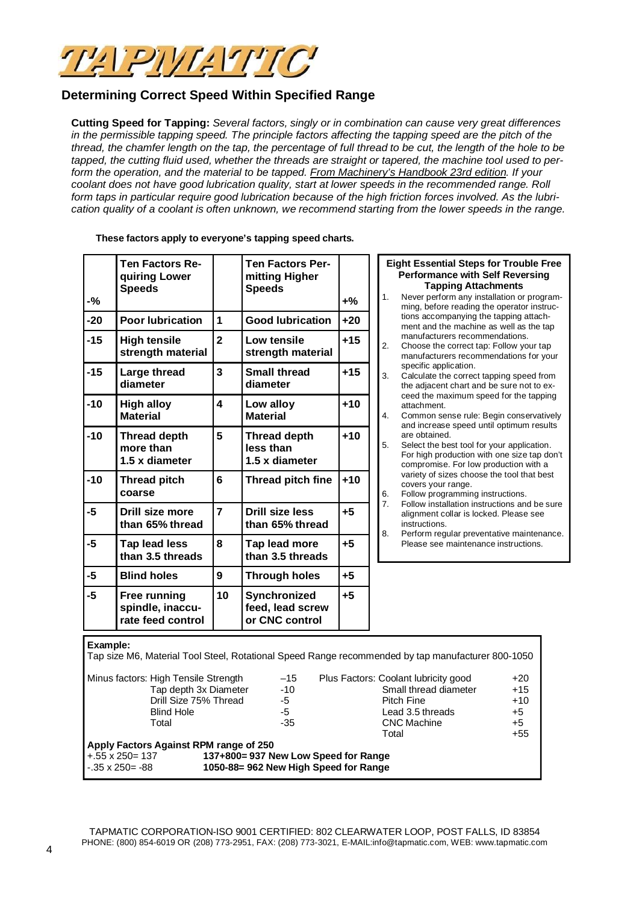# TAPMATIC

## Determining Correct Speed Within Specified Range

**Cutting Speed for Tapping:** *Several factors, singly or in combination can cause very great differences in the permissible tapping speed. The principle factors affecting the tapping speed are the pitch of the thread, the chamfer length on the tap, the percentage of full thread to be cut, the length of the hole to be tapped, the cutting fluid used, whether the threads are straight or tapered, the machine tool used to perform the operation, and the material to be tapped. From Machinery's Handbook 23rd edition. If your coolant does not have good lubrication quality, start at lower speeds in the recommended range. Roll form taps in particular require good lubrication because of the high friction forces involved. As the lubrication quality of a coolant is often unknown, we recommend starting from the lower speeds in the range.*

**These factors apply to everyone's tapping speed charts.**

| -% | Ten Factors Requiring Lower Speeds | | Ten Factors Permitting Higher Speeds | +% |
|---|---|---|---|---|
| -20 | **Poor lubrication** | 1 | **Good lubrication** | +20 |
| -15 | **High tensile strength material** | 2 | **Low tensile strength material** | +15 |
| -15 | **Large thread diameter** | 3 | **Small thread diameter** | +15 |
| -10 | **High alloy Material** | 4 | **Low alloy Material** | +10 |
| -10 | **Thread depth more than 1.5 x diameter** | 5 | **Thread depth less than 1.5 x diameter** | +10 |
| -10 | **Thread pitch coarse** | 6 | **Thread pitch fine** | +10 |
| -5 | **Drill size more than 65% thread** | 7 | **Drill size less than 65% thread** | +5 |
| -5 | **Tap lead less than 3.5 threads** | 8 | **Tap lead more than 3.5 threads** | +5 |
| -5 | **Blind holes** | 9 | **Through holes** | +5 |
| -5 | **Free running spindle, inaccurate feed control** | 10 | **Synchronized feed, lead screw or CNC control** | +5 |

**Eight Essential Steps for Trouble Free Performance with Self Reversing Tapping Attachments**

1. Never perform any installation or programming, before reading the operator instructions accompanying the tapping attachment and the machine as well as the tap manufacturers recommendations.
2. Choose the correct tap: Follow your tap manufacturers recommendations for your specific application.
3. Calculate the correct tapping speed from the adjacent chart and be sure not to exceed the maximum speed for the tapping attachment.
4. Common sense rule: Begin conservatively and increase speed until optimum results are obtained.
5. Select the best tool for your application. For high production with one size tap don't compromise. For low production with a variety of sizes choose the tool that best covers your range.
6. Follow programming instructions.
7. Follow installation instructions and be sure alignment collar is locked. Please see instructions.
8. Perform regular preventative maintenance. Please see maintenance instructions.

**Example:**

Tap size M6, Material Tool Steel, Rotational Speed Range recommended by tap manufacturer 800-1050

| Minus factors | | Plus Factors | |
|---|---|---|---|
| High Tensile Strength | –15 | Coolant lubricity good | +20 |
| Tap depth 3x Diameter | -10 | Small thread diameter | +15 |
| Drill Size 75% Thread | -5 | Pitch Fine | +10 |
| Blind Hole | -5 | Lead 3.5 threads | +5 |
| Total | -35 | CNC Machine | +5 |
| | | Total | +55 |

**Apply Factors Against RPM range of 250**

+.55 x 250= 137 — **137+800= 937 New Low Speed for Range**

-.35 x 250= -88 — **1050-88= 962 New High Speed for Range**

TAPMATIC CORPORATION-ISO 9001 CERTIFIED: 802 CLEARWATER LOOP, POST FALLS, ID 83854
PHONE: (800) 854-6019 OR (208) 773-2951, FAX: (208) 773-3021, E-MAIL:info@tapmatic.com, WEB: www.tapmatic.com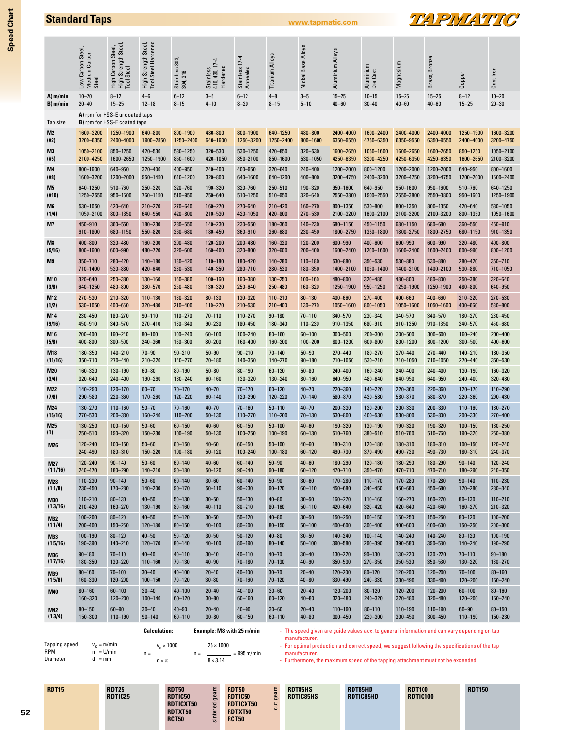# Standard Taps

www.tapmatic.com

| Tap size | Low Carbon Steel, Medium Carbon Steel | High Carbon Steel, High Strength Steel, Tool Steel | High Strength Steel, Tool Steel Hardened | Stainless 303, 304, 316 | Stainless 410, 430, 17-4 Hardened | Stainless 17-4 Annealed | Titanium Alloys | Nickel Base Alloys | Aluminium Alloys | Aluminium Die Cast | Magnesium | Brass, Bronze | Copper | Cast Iron |
|---|---|---|---|---|---|---|---|---|---|---|---|---|---|---|
| A) m/min<br>B) m/min | 10–20<br>20–40 | 8–12<br>15–25 | 4–6<br>12–18 | 6–12<br>8–15 | 3–5<br>4–10 | 6–12<br>8–20 | 4–8<br>8–15 | 3–5<br>5–10 | 15–25<br>40–60 | 10–15<br>30–40 | 15–25<br>40–60 | 15–25<br>40–60 | 8–12<br>15–25 | 10–20<br>20–30 |
| | A) rpm for HSS-E uncoated taps<br>B) rpm for HSS-E coated taps | | | | | | | | | | | | | |
| M2 (#2) | 1600–3200<br>3200–6350 | 1250–1900<br>2400–4000 | 640–800<br>1900–2850 | 800–1900<br>1250–2400 | 480–800<br>640–1600 | 800–1900<br>1250–3200 | 640–1250<br>1250–2400 | 480–800<br>800–1600 | 2400–4000<br>6350–9550 | 1600–2400<br>4750–6350 | 2400–4000<br>6350–9550 | 2400–4000<br>6350–9550 | 1250–1900<br>2400–4000 | 1600–3200<br>3200–4750 |
| M3 (#5) | 1050–2100<br>2100–4250 | 850–1250<br>1600–2650 | 420–530<br>1250–1900 | 530–1250<br>850–1600 | 320–530<br>420–1050 | 530–1250<br>850–2100 | 420–850<br>850–1600 | 320–530<br>530–1050 | 1600–2650<br>4250–6350 | 1050–1600<br>3200–4250 | 1600–2650<br>4250–6350 | 1600–2650<br>4250–6350 | 850–1250<br>1600–2650 | 1050–2100<br>2100–3200 |
| M4 (#8) | 800–1600<br>1600–3200 | 640–950<br>1200–2000 | 320–400<br>950–1450 | 400–950<br>640–1200 | 240–400<br>320–800 | 400–950<br>640–1600 | 320–640<br>640–1200 | 240–400<br>400–800 | 1200–2000<br>3200–4750 | 800–1200<br>2400–3200 | 1200–2000<br>3200–4750 | 1200–2000<br>3200–4750 | 640–950<br>1200–2000 | 800–1600<br>1600–2400 |
| M5 (#10) | 640–1250<br>1250–2550 | 510–760<br>950–1600 | 250–320<br>760–1150 | 320–760<br>510–950 | 190–320<br>250–640 | 320–760<br>510–1250 | 250–510<br>510–950 | 190–320<br>320–640 | 950–1600<br>2550–3800 | 640–950<br>1900–2550 | 950–1600<br>2550–3800 | 950–1600<br>2550–3800 | 510–760<br>950–1600 | 640–1250<br>1250–1900 |
| M6 (1/4) | 530–1050<br>1050–2100 | 420–640<br>800–1350 | 210–270<br>640–950 | 270–640<br>420–800 | 160–270<br>210–530 | 270–640<br>420–1050 | 210–420<br>420–800 | 160–270<br>270–530 | 800–1350<br>2100–3200 | 530–800<br>1600–2100 | 800–1350<br>2100–3200 | 800–1350<br>2100–3200 | 420–640<br>800–1350 | 530–1050<br>1050–1600 |
| M7 | 450–910<br>910–1800 | 360–550<br>680–1150 | 180–230<br>550–820 | 230–550<br>360–680 | 140–230<br>180–450 | 230–550<br>360–910 | 180–360<br>360–680 | 140–230<br>230–450 | 680–1150<br>1800–2750 | 450–1150<br>1350–1800 | 680–1150<br>1800–2750 | 680–680<br>1800–2750 | 360–550<br>680–1150 | 450–910<br>910–1350 |
| M8 (5/16) | 400–800<br>800–1600 | 320–480<br>600–990 | 160–200<br>480–720 | 200–480<br>320–600 | 120–200<br>160–400 | 200–480<br>320–800 | 160–320<br>320–600 | 120–200<br>200–400 | 600–990<br>1600–2400 | 400–600<br>1200–1600 | 600–990<br>1600–2400 | 600–990<br>1600–2400 | 320–480<br>600–990 | 400–800<br>800–1200 |
| M9 | 350–710<br>710–1400 | 280–420<br>530–880 | 140–180<br>420–640 | 180–420<br>280–530 | 110–180<br>140–350 | 180–420<br>280–710 | 140–280<br>280–530 | 110–180<br>180–350 | 530–880<br>1400–2100 | 350–530<br>1050–1400 | 530–880<br>1400–2100 | 530–880<br>1400–2100 | 280–420<br>530–880 | 350–710<br>710–1050 |
| M10 (3/8) | 320–640<br>640–1250 | 250–380<br>480–800 | 130–160<br>380–570 | 160–380<br>250–480 | 100–160<br>130–320 | 160–380<br>250–640 | 130–250<br>250–480 | 100–160<br>160–320 | 480–800<br>1250–1900 | 320–480<br>950–1250 | 480–800<br>1250–1900 | 480–800<br>1250–1900 | 250–380<br>480–800 | 320–640<br>640–950 |
| M12 (1/2) | 270–530<br>530–1050 | 210–320<br>400–660 | 110–130<br>320–480 | 130–320<br>210–400 | 80–130<br>110–270 | 130–320<br>210–530 | 110–210<br>210–400 | 80–130<br>130–270 | 400–660<br>1050–1600 | 270–400<br>800–1050 | 400–660<br>1050–1600 | 400–660<br>1050–1600 | 210–320<br>400–660 | 270–530<br>530–800 |
| M14 (9/16) | 230–450<br>450–910 | 180–270<br>340–570 | 90–110<br>270–410 | 110–270<br>180–340 | 70–110<br>90–230 | 110–270<br>180–450 | 90–180<br>180–340 | 70–110<br>110–230 | 340–570<br>910–1350 | 230–340<br>680–910 | 340–570<br>910–1350 | 340–570<br>910–1350 | 180–270<br>340–570 | 230–450<br>450–680 |
| M16 (5/8) | 200–400<br>400–800 | 160–240<br>300–500 | 80–100<br>240–360 | 100–240<br>160–300 | 60–100<br>80–200 | 100–240<br>160–400 | 80–160<br>160–300 | 60–100<br>100–200 | 300–500<br>800–1200 | 200–300<br>600–800 | 300–500<br>800–1200 | 300–500<br>800–1200 | 160–240<br>300–500 | 200–400<br>400–600 |
| M18 (11/16) | 180–350<br>350–710 | 140–210<br>270–440 | 70–90<br>210–320 | 90–210<br>140–270 | 50–90<br>70–180 | 90–210<br>140–350 | 70–140<br>140–270 | 50–90<br>90–180 | 270–440<br>710–1050 | 180–270<br>530–710 | 270–440<br>710–1050 | 270–440<br>710–1050 | 140–210<br>270–440 | 180–350<br>350–530 |
| M20 (3/4) | 160–320<br>320–640 | 130–190<br>240–400 | 60–80<br>190–290 | 80–190<br>130–240 | 50–80<br>60–160 | 80–190<br>130–320 | 60–130<br>130–240 | 50–80<br>80–160 | 240–400<br>640–950 | 160–240<br>480–640 | 240–400<br>640–950 | 240–400<br>640–950 | 130–190<br>240–400 | 160–320<br>320–480 |
| M22 (7/8) | 140–290<br>290–580 | 120–170<br>220–360 | 60–70<br>170–260 | 70–170<br>120–220 | 40–70<br>60–140 | 70–170<br>120–290 | 60–120<br>120–220 | 40–70<br>70–140 | 220–360<br>580–870 | 140–220<br>430–580 | 220–360<br>580–870 | 220–360<br>580–870 | 120–170<br>220–360 | 140–290<br>290–430 |
| M24 (15/16) | 130–270<br>270–530 | 110–160<br>200–330 | 50–70<br>160–240 | 70–160<br>110–200 | 40–70<br>50–130 | 70–160<br>110–270 | 50–110<br>110–200 | 40–70<br>70–130 | 200–330<br>530–800 | 130–200<br>400–530 | 200–330<br>530–800 | 200–330<br>530–800 | 110–160<br>200–330 | 130–270<br>270–400 |
| M25 (1) | 130–250<br>250–510 | 100–150<br>190–320 | 50–60<br>150–230 | 60–150<br>100–190 | 40–60<br>50–130 | 60–150<br>100–250 | 50–100<br>100–190 | 40–60<br>60–130 | 190–320<br>510–760 | 130–190<br>380–510 | 190–320<br>510–760 | 190–320<br>510–760 | 100–150<br>190–320 | 130–250<br>250–380 |
| M26 | 120–240<br>240–490 | 100–150<br>180–310 | 50–60<br>150–220 | 60–150<br>100–180 | 40–60<br>50–120 | 60–150<br>100–240 | 50–100<br>100–180 | 40–60<br>60–120 | 180–310<br>490–730 | 120–180<br>370–490 | 180–310<br>490–730 | 180–310<br>490–730 | 100–150<br>180–310 | 120–240<br>240–370 |
| M27 (1 1/16) | 120–240<br>240–470 | 90–140<br>180–290 | 50–60<br>140–210 | 60–140<br>90–180 | 40–60<br>50–120 | 60–140<br>90–240 | 50–90<br>90–180 | 40–60<br>60–120 | 180–290<br>470–710 | 120–180<br>350–470 | 180–290<br>470–710 | 180–290<br>470–710 | 90–140<br>180–290 | 120–240<br>240–350 |
| M28 (1 1/8) | 110–230<br>230–450 | 90–140<br>170–280 | 50–60<br>140–200 | 60–140<br>90–170 | 30–60<br>50–110 | 60–140<br>90–230 | 50–90<br>90–170 | 30–60<br>60–110 | 170–280<br>450–680 | 110–170<br>340–450 | 170–280<br>450–680 | 170–280<br>450–680 | 90–140<br>170–280 | 110–230<br>230–340 |
| M30 (1 3/16) | 110–210<br>210–420 | 80–130<br>160–270 | 40–50<br>130–190 | 50–130<br>80–160 | 30–50<br>40–110 | 50–130<br>80–210 | 40–80<br>80–160 | 30–50<br>50–110 | 160–270<br>420–640 | 110–160<br>320–420 | 160–270<br>420–640 | 160–270<br>420–640 | 80–130<br>160–270 | 110–210<br>210–320 |
| M32 (1 1/4) | 100–200<br>200–400 | 80–120<br>150–250 | 40–50<br>120–180 | 50–120<br>80–150 | 30–50<br>40–100 | 50–120<br>80–200 | 40–80<br>80–150 | 30–50<br>50–100 | 150–250<br>400–600 | 100–150<br>300–400 | 150–250<br>400–600 | 150–250<br>400–600 | 80–120<br>150–250 | 100–200<br>200–300 |
| M33 (1 5/16) | 100–190<br>190–390 | 80–120<br>140–240 | 40–50<br>120–170 | 50–120<br>80–140 | 30–50<br>40–100 | 50–120<br>80–190 | 40–80<br>80–140 | 30–50<br>50–100 | 140–240<br>390–580 | 100–140<br>290–390 | 140–240<br>390–580 | 140–240<br>390–580 | 80–120<br>140–240 | 100–190<br>190–290 |
| M36 (1 7/16) | 90–180<br>180–350 | 70–110<br>130–220 | 40–40<br>110–160 | 40–110<br>70–130 | 30–40<br>40–90 | 40–110<br>70–180 | 40–70<br>70–130 | 30–40<br>40–90 | 130–220<br>350–530 | 90–130<br>270–350 | 130–220<br>350–530 | 130 -220<br>350–530 | 70–110<br>130–220 | 90–180<br>180–270 |
| M39 (1 5/8) | 80–160<br>160–330 | 70–100<br>120–200 | 30–40<br>100–150 | 40–100<br>70–120 | 20–40<br>30–80 | 40–100<br>70–160 | 30–70<br>70–120 | 20–40<br>40–80 | 120–200<br>330–490 | 80–120<br>240–330 | 120–200<br>330–490 | 120–200<br>330–490 | 70–100<br>120–200 | 80–160<br>160–240 |
| M40 | 80–160<br>160–320 | 60–100<br>120–200 | 30–40<br>100–140 | 40–100<br>60–120 | 20–40<br>30–80 | 40–100<br>60–160 | 30–60<br>60–120 | 20–40<br>40–80 | 120–200<br>320–480 | 80–120<br>240–320 | 120–200<br>320–480 | 120–200<br>320–480 | 60–100<br>120–200 | 80–160<br>160–240 |
| M42 (1 3/4) | 80–150<br>150–300 | 60–90<br>110–190 | 30–40<br>90–140 | 40–90<br>60–110 | 20–40<br>30–80 | 40–90<br>60–150 | 30–60<br>60–110 | 20–40<br>40–80 | 110–190<br>300–450 | 80–110<br>230–300 | 110–190<br>300–450 | 110–190<br>300–450 | 60–90<br>110–190 | 80–150<br>150–230 |

**Calculation:**

Tapping speed $v_c$ = m/min
RPM $n$ = U/min
Diameter $d$ = mm

$$n = \frac{v_c \times 1000}{d \times \pi}$$

**Example: M8 with 25 m/min**

$$n = \frac{25 \times 1000}{8 \times 3.14} = 995 \text{ m/min}$$

- The speed given are guide values acc. to general information and can vary depending on tap manufacturer.
- For optimal production and correct speed, we suggest following the specifications of the tap manufacturer.
- Furthermore, the maximum speed of the tapping attachment must not be exceeded.

| RDT15 | RDT25<br>RDTIC25 | RDT50<br>RDTIC50<br>RDTICXT50<br>RDTXT50<br>RCT50<br>(sintered gears) | RDT50<br>RDTIC50<br>RDTICXT50<br>RDTXT50<br>RCT50<br>(cut gears) | RDT85HS<br>RDTIC85HS | RDT85HD<br>RDTIC85HD | RDT100<br>RDTIC100 | RDT150 |
|---|---|---|---|---|---|---|---|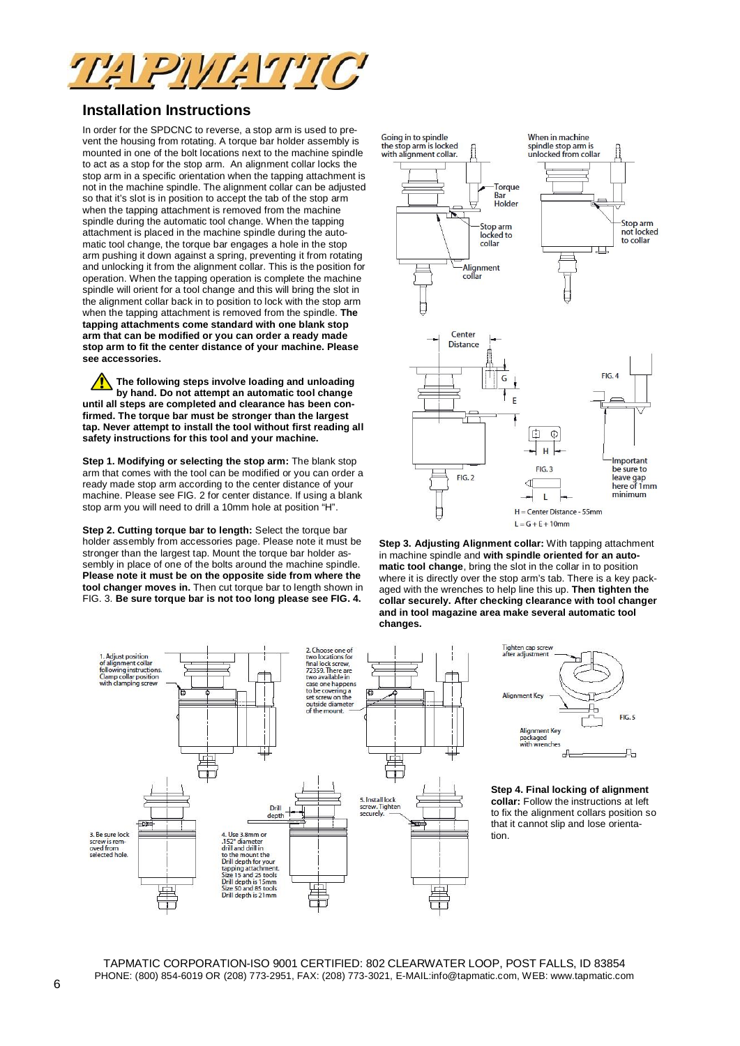## Installation Instructions

In order for the SPDCNC to reverse, a stop arm is used to prevent the housing from rotating. A torque bar holder assembly is mounted in one of the bolt locations next to the machine spindle to act as a stop for the stop arm. An alignment collar locks the stop arm in a specific orientation when the tapping attachment is not in the machine spindle. The alignment collar can be adjusted so that it's slot is in position to accept the tab of the stop arm when the tapping attachment is removed from the machine spindle during the automatic tool change. When the tapping attachment is placed in the machine spindle during the automatic tool change, the torque bar engages a hole in the stop arm pushing it down against a spring, preventing it from rotating and unlocking it from the alignment collar. This is the position for operation. When the tapping operation is complete the machine spindle will orient for a tool change and this will bring the slot in the alignment collar back in to position to lock with the stop arm when the tapping attachment is removed from the spindle. **The tapping attachments come standard with one blank stop arm that can be modified or you can order a ready made stop arm to fit the center distance of your machine. Please see accessories.**

⚠ **The following steps involve loading and unloading by hand. Do not attempt an automatic tool change until all steps are completed and clearance has been confirmed. The torque bar must be stronger than the largest tap. Never attempt to install the tool without first reading all safety instructions for this tool and your machine.**

**Step 1. Modifying or selecting the stop arm:** The blank stop arm that comes with the tool can be modified or you can order a ready made stop arm according to the center distance of your machine. Please see FIG. 2 for center distance. If using a blank stop arm you will need to drill a 10mm hole at position "H".

**Step 2. Cutting torque bar to length:** Select the torque bar holder assembly from accessories page. Please note it must be stronger than the largest tap. Mount the torque bar holder assembly in place of one of the bolts around the machine spindle. **Please note it must be on the opposite side from where the tool changer moves in.** Then cut torque bar to length shown in FIG. 3. **Be sure torque bar is not too long please see FIG. 4.**

Going in to spindle the stop arm is locked with alignment collar.

When in machine spindle stop arm is unlocked from collar

Torque Bar Holder

Stop arm locked to collar

Stop arm not locked to collar

Alignment collar

Center Distance

G

E

FIG. 2

H

FIG. 3

L

FIG. 4

Important be sure to leave gap here of 1mm minimum

H = Center Distance - 55mm

L = G + E + 10mm

**Step 3. Adjusting Alignment collar:** With tapping attachment in machine spindle and **with spindle oriented for an automatic tool change**, bring the slot in the collar in to position where it is directly over the stop arm's tab. There is a key packaged with the wrenches to help line this up. **Then tighten the collar securely. After checking clearance with tool changer and in tool magazine area make several automatic tool changes.**

1. Adjust position of alignment collar following instructions. Clamp collar position with clamping screw

2. Choose one of two locations for final lock screw, 72359. There are two available in case one happens to be covering a set screw on the outside diameter of the mount.

3. Be sure lock screw is removed from selected hole.

4. Use 3.8mm or .152" diameter drill and drill in to the mount the Drill depth for your tapping attachment. Size 15 and 25 tools Drill depth is 15mm Size 50 and 85 tools Drill depth is 21mm

Drill depth

5. Install lock screw. Tighten securely.

Tighten cap screw after adjustment

Alignment Key

FIG. 5

Alignment Key packaged with wrenches

**Step 4. Final locking of alignment collar:** Follow the instructions at left to fix the alignment collars position so that it cannot slip and lose orientation.

TAPMATIC CORPORATION-ISO 9001 CERTIFIED: 802 CLEARWATER LOOP, POST FALLS, ID 83854
PHONE: (800) 854-6019 OR (208) 773-2951, FAX: (208) 773-3021, E-MAIL:info@tapmatic.com, WEB: www.tapmatic.com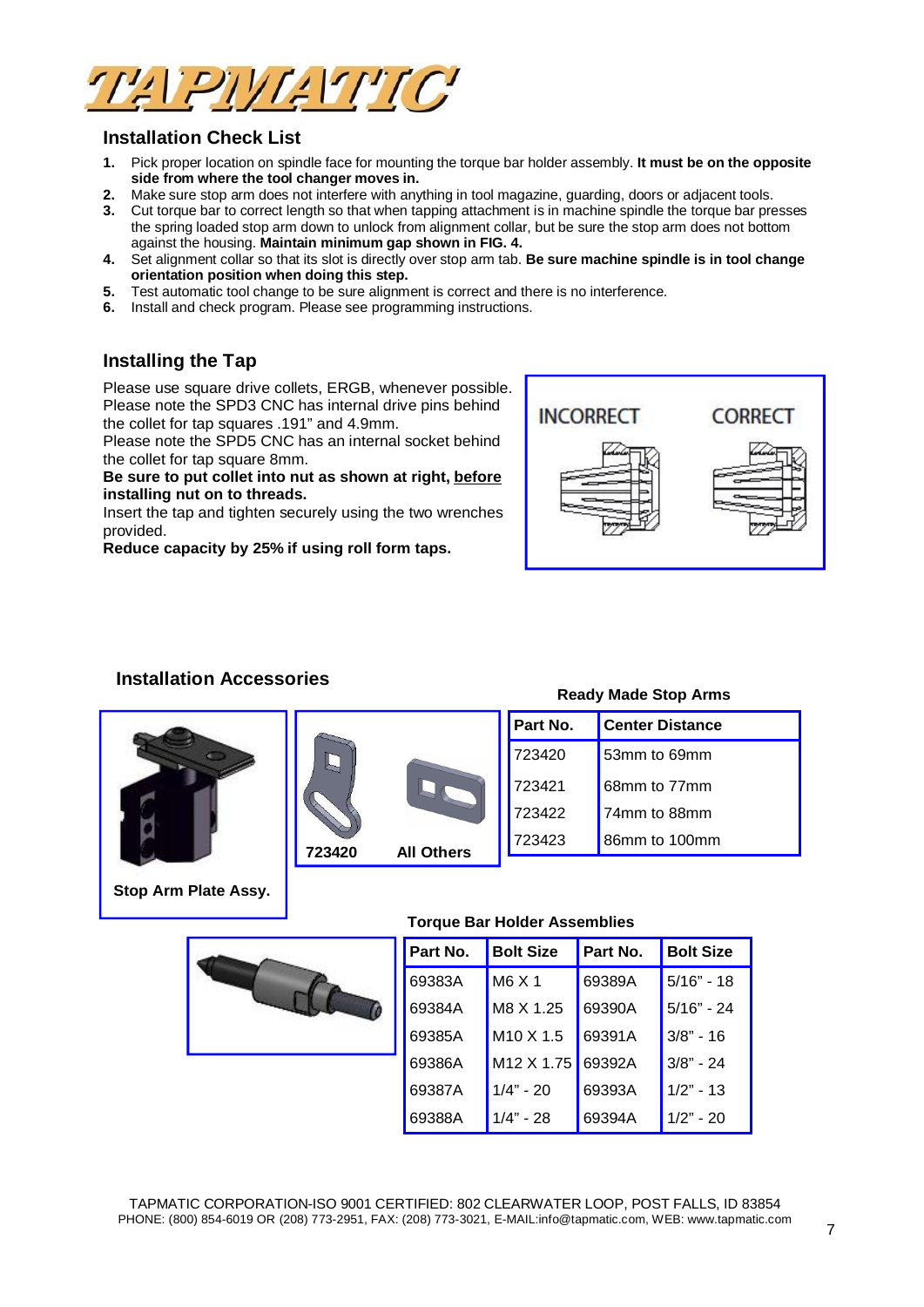## Installation Check List

1. Pick proper location on spindle face for mounting the torque bar holder assembly. **It must be on the opposite side from where the tool changer moves in.**
2. Make sure stop arm does not interfere with anything in tool magazine, guarding, doors or adjacent tools.
3. Cut torque bar to correct length so that when tapping attachment is in machine spindle the torque bar presses the spring loaded stop arm down to unlock from alignment collar, but be sure the stop arm does not bottom against the housing. **Maintain minimum gap shown in FIG. 4.**
4. Set alignment collar so that its slot is directly over stop arm tab. **Be sure machine spindle is in tool change orientation position when doing this step.**
5. Test automatic tool change to be sure alignment is correct and there is no interference.
6. Install and check program. Please see programming instructions.

## Installing the Tap

Please use square drive collets, ERGB, whenever possible.
Please note the SPD3 CNC has internal drive pins behind the collet for tap squares .191" and 4.9mm.
Please note the SPD5 CNC has an internal socket behind the collet for tap square 8mm.
**Be sure to put collet into nut as shown at right, before installing nut on to threads.**
Insert the tap and tighten securely using the two wrenches provided.
**Reduce capacity by 25% if using roll form taps.**

INCORRECT CORRECT

## Installation Accessories

Stop Arm Plate Assy.

723420 All Others

**Ready Made Stop Arms**

| Part No. | Center Distance |
|---|---|
| 723420 | 53mm to 69mm |
| 723421 | 68mm to 77mm |
| 723422 | 74mm to 88mm |
| 723423 | 86mm to 100mm |

**Torque Bar Holder Assemblies**

| Part No. | Bolt Size | Part No. | Bolt Size |
|---|---|---|---|
| 69383A | M6 X 1 | 69389A | 5/16" - 18 |
| 69384A | M8 X 1.25 | 69390A | 5/16" - 24 |
| 69385A | M10 X 1.5 | 69391A | 3/8" - 16 |
| 69386A | M12 X 1.75 | 69392A | 3/8" - 24 |
| 69387A | 1/4" - 20 | 69393A | 1/2" - 13 |
| 69388A | 1/4" - 28 | 69394A | 1/2" - 20 |

TAPMATIC CORPORATION-ISO 9001 CERTIFIED: 802 CLEARWATER LOOP, POST FALLS, ID 83854
PHONE: (800) 854-6019 OR (208) 773-2951, FAX: (208) 773-3021, E-MAIL:info@tapmatic.com, WEB: www.tapmatic.com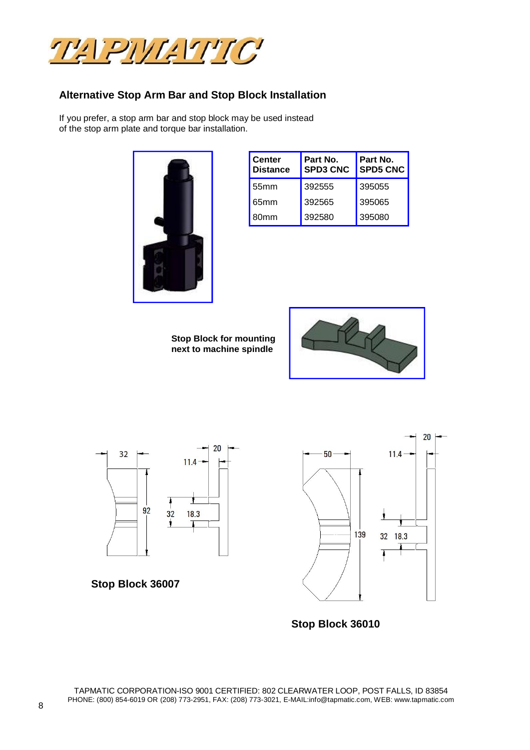## Alternative Stop Arm Bar and Stop Block Installation

If you prefer, a stop arm bar and stop block may be used instead of the stop arm plate and torque bar installation.

| Center Distance | Part No. SPD3 CNC | Part No. SPD5 CNC |
|---|---|---|
| 55mm | 392555 | 395055 |
| 65mm | 392565 | 395065 |
| 80mm | 392580 | 395080 |

**Stop Block for mounting next to machine spindle**

32 20 11.4 92 32 18.3

**Stop Block 36007**

50 20 11.4 139 32 18.3

**Stop Block 36010**

TAPMATIC CORPORATION-ISO 9001 CERTIFIED: 802 CLEARWATER LOOP, POST FALLS, ID 83854
PHONE: (800) 854-6019 OR (208) 773-2951, FAX: (208) 773-3021, E-MAIL:info@tapmatic.com, WEB: www.tapmatic.com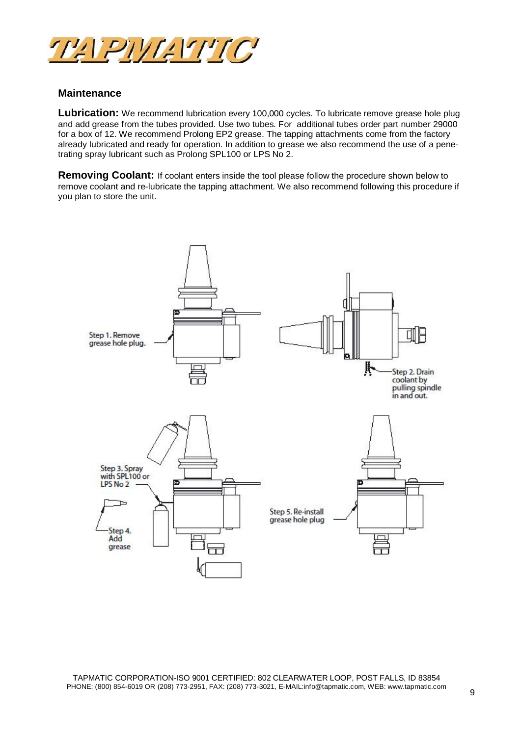## Maintenance

**Lubrication:** We recommend lubrication every 100,000 cycles. To lubricate remove grease hole plug and add grease from the tubes provided. Use two tubes. For additional tubes order part number 29000 for a box of 12. We recommend Prolong EP2 grease. The tapping attachments come from the factory already lubricated and ready for operation. In addition to grease we also recommend the use of a penetrating spray lubricant such as Prolong SPL100 or LPS No 2.

**Removing Coolant:** If coolant enters inside the tool please follow the procedure shown below to remove coolant and re-lubricate the tapping attachment. We also recommend following this procedure if you plan to store the unit.

Step 1. Remove grease hole plug.

Step 2. Drain coolant by pulling spindle in and out.

Step 3. Spray with SPL100 or LPS No 2

Step 4. Add grease

Step 5. Re-install grease hole plug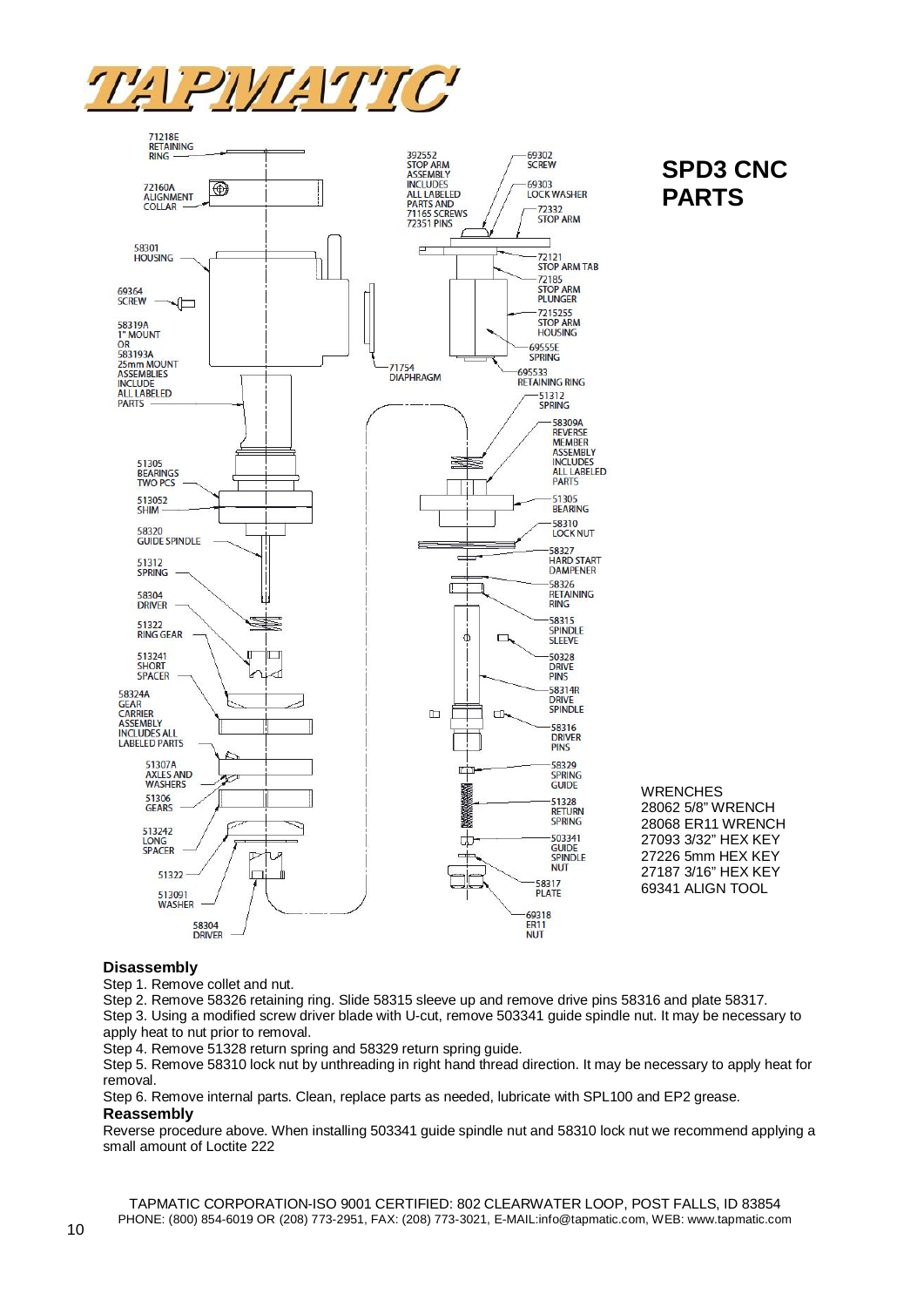# TAPMATIC

## SPD3 CNC PARTS

71218E RETAINING RING

72160A ALIGNMENT COLLAR

58301 HOUSING

69364 SCREW

58319A 1" MOUNT OR 583193A 25mm MOUNT ASSEMBLIES INCLUDE ALL LABELED PARTS

51305 BEARINGS TWO PCS

513052 SHIM

58320 GUIDE SPINDLE

51312 SPRING

58304 DRIVER

51322 RING GEAR

513241 SHORT SPACER

58324A GEAR CARRIER ASSEMBLY INCLUDES ALL LABELED PARTS

51307A AXLES AND WASHERS

51306 GEARS

513242 LONG SPACER

51322

513091 WASHER

58304 DRIVER

392552 STOP ARM ASSEMBLY INCLUDES ALL LABELED PARTS AND 71165 SCREWS 72351 PINS

69302 SCREW

69303 LOCK WASHER

72332 STOP ARM

72121 STOP ARM TAB

72185 STOP ARM PLUNGER

7215255 STOP ARM HOUSING

69555E SPRING

695533 RETAINING RING

71754 DIAPHRAGM

51312 SPRING

58309A REVERSE MEMBER ASSEMBLY INCLUDES ALL LABELED PARTS

51305 BEARING

58310 LOCK NUT

58327 HARD START DAMPENER

58326 RETAINING RING

58315 SPINDLE SLEEVE

50328 DRIVE PINS

58314R DRIVE SPINDLE

58316 DRIVER PINS

58329 SPRING GUIDE

51328 RETURN SPRING

503341 GUIDE SPINDLE NUT

58317 PLATE

69318 ER11 NUT

WRENCHES
28062 5/8" WRENCH
28068 ER11 WRENCH
27093 3/32" HEX KEY
27226 5mm HEX KEY
27187 3/16" HEX KEY
69341 ALIGN TOOL

**Disassembly**

Step 1. Remove collet and nut.

Step 2. Remove 58326 retaining ring. Slide 58315 sleeve up and remove drive pins 58316 and plate 58317.

Step 3. Using a modified screw driver blade with U-cut, remove 503341 guide spindle nut. It may be necessary to apply heat to nut prior to removal.

Step 4. Remove 51328 return spring and 58329 return spring guide.

Step 5. Remove 58310 lock nut by unthreading in right hand thread direction. It may be necessary to apply heat for removal.

Step 6. Remove internal parts. Clean, replace parts as needed, lubricate with SPL100 and EP2 grease.

**Reassembly**

Reverse procedure above. When installing 503341 guide spindle nut and 58310 lock nut we recommend applying a small amount of Loctite 222

TAPMATIC CORPORATION-ISO 9001 CERTIFIED: 802 CLEARWATER LOOP, POST FALLS, ID 83854
PHONE: (800) 854-6019 OR (208) 773-2951, FAX: (208) 773-3021, E-MAIL:info@tapmatic.com, WEB: www.tapmatic.com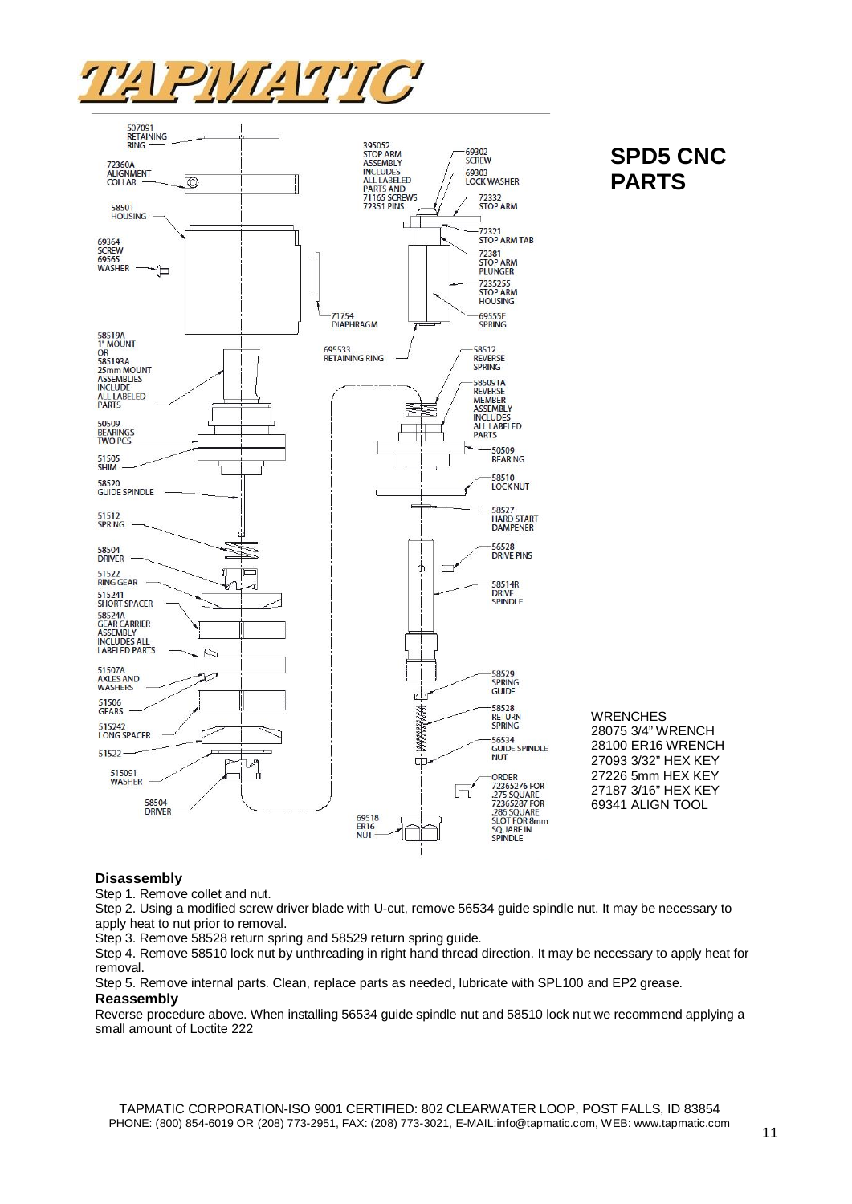# SPD5 CNC PARTS

507091 RETAINING RING

72360A ALIGNMENT COLLAR

58501 HOUSING

69364 SCREW
69565 WASHER

71754 DIAPHRAGM

395052 STOP ARM ASSEMBLY INCLUDES ALL LABELED PARTS AND 71165 SCREWS 72351 PINS

69302 SCREW

69303 LOCK WASHER

72332 STOP ARM

72321 STOP ARM TAB

72381 STOP ARM PLUNGER

7235255 STOP ARM HOUSING

69555E SPRING

695533 RETAINING RING

58519A 1" MOUNT OR 585193A 25mm MOUNT ASSEMBLIES INCLUDE ALL LABELED PARTS

50509 BEARINGS TWO PCS

51505 SHIM

58520 GUIDE SPINDLE

51512 SPRING

58504 DRIVER

51522 RING GEAR

515241 SHORT SPACER

58524A GEAR CARRIER ASSEMBLY INCLUDES ALL LABELED PARTS

51507A AXLES AND WASHERS

51506 GEARS

515242 LONG SPACER

51522

515091 WASHER

58504 DRIVER

58512 REVERSE SPRING

585091A REVERSE MEMBER ASSEMBLY INCLUDES ALL LABELED PARTS

50509 BEARING

58510 LOCK NUT

58527 HARD START DAMPENER

56528 DRIVE PINS

58514R DRIVE SPINDLE

58529 SPRING GUIDE

58528 RETURN SPRING

56534 GUIDE SPINDLE NUT

ORDER 72365276 FOR .275 SQUARE 72365287 FOR .286 SQUARE SLOT FOR 8mm SQUARE IN SPINDLE

69518 ER16 NUT

WRENCHES
28075 3/4" WRENCH
28100 ER16 WRENCH
27093 3/32" HEX KEY
27226 5mm HEX KEY
27187 3/16" HEX KEY
69341 ALIGN TOOL

**Disassembly**

Step 1. Remove collet and nut.

Step 2. Using a modified screw driver blade with U-cut, remove 56534 guide spindle nut. It may be necessary to apply heat to nut prior to removal.

Step 3. Remove 58528 return spring and 58529 return spring guide.

Step 4. Remove 58510 lock nut by unthreading in right hand thread direction. It may be necessary to apply heat for removal.

Step 5. Remove internal parts. Clean, replace parts as needed, lubricate with SPL100 and EP2 grease.

**Reassembly**

Reverse procedure above. When installing 56534 guide spindle nut and 58510 lock nut we recommend applying a small amount of Loctite 222

TAPMATIC CORPORATION-ISO 9001 CERTIFIED: 802 CLEARWATER LOOP, POST FALLS, ID 83854
PHONE: (800) 854-6019 OR (208) 773-2951, FAX: (208) 773-3021, E-MAIL:info@tapmatic.com, WEB: www.tapmatic.com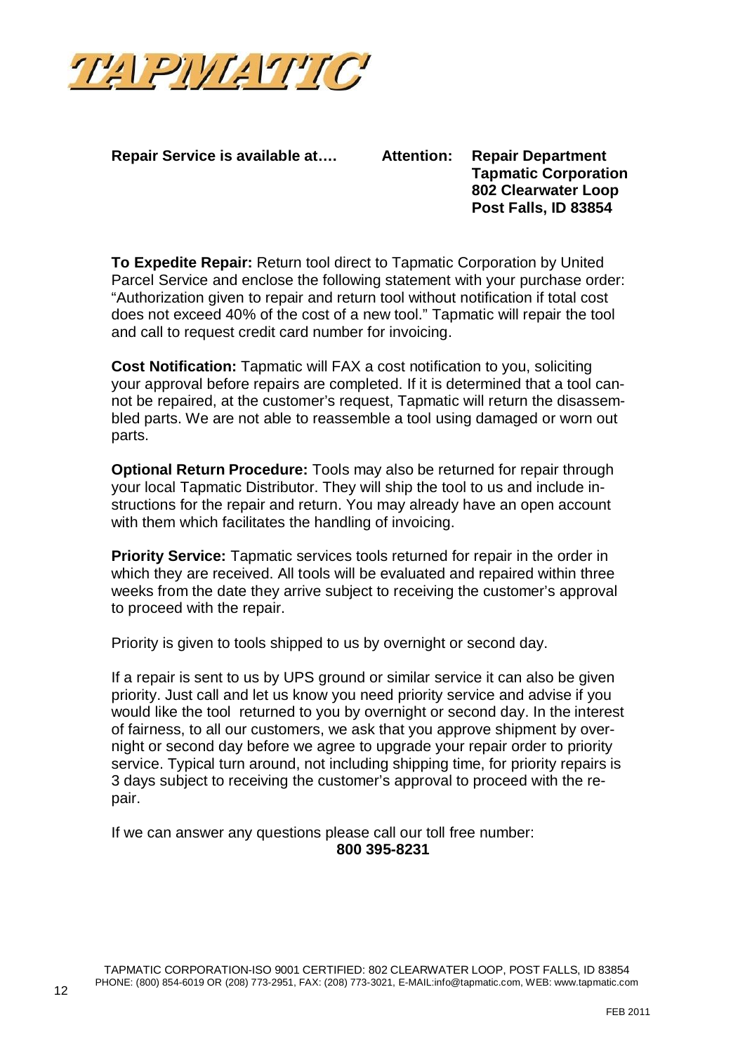# TAPMATIC

**Repair Service is available at….** **Attention: Repair Department**
**Tapmatic Corporation**
**802 Clearwater Loop**
**Post Falls, ID 83854**

**To Expedite Repair:** Return tool direct to Tapmatic Corporation by United Parcel Service and enclose the following statement with your purchase order: "Authorization given to repair and return tool without notification if total cost does not exceed 40% of the cost of a new tool." Tapmatic will repair the tool and call to request credit card number for invoicing.

**Cost Notification:** Tapmatic will FAX a cost notification to you, soliciting your approval before repairs are completed. If it is determined that a tool cannot be repaired, at the customer's request, Tapmatic will return the disassembled parts. We are not able to reassemble a tool using damaged or worn out parts.

**Optional Return Procedure:** Tools may also be returned for repair through your local Tapmatic Distributor. They will ship the tool to us and include instructions for the repair and return. You may already have an open account with them which facilitates the handling of invoicing.

**Priority Service:** Tapmatic services tools returned for repair in the order in which they are received. All tools will be evaluated and repaired within three weeks from the date they arrive subject to receiving the customer's approval to proceed with the repair.

Priority is given to tools shipped to us by overnight or second day.

If a repair is sent to us by UPS ground or similar service it can also be given priority. Just call and let us know you need priority service and advise if you would like the tool returned to you by overnight or second day. In the interest of fairness, to all our customers, we ask that you approve shipment by overnight or second day before we agree to upgrade your repair order to priority service. Typical turn around, not including shipping time, for priority repairs is 3 days subject to receiving the customer's approval to proceed with the repair.

If we can answer any questions please call our toll free number:
**800 395-8231**

TAPMATIC CORPORATION-ISO 9001 CERTIFIED: 802 CLEARWATER LOOP, POST FALLS, ID 83854
PHONE: (800) 854-6019 OR (208) 773-2951, FAX: (208) 773-3021, E-MAIL:info@tapmatic.com, WEB: www.tapmatic.com

FEB 2011